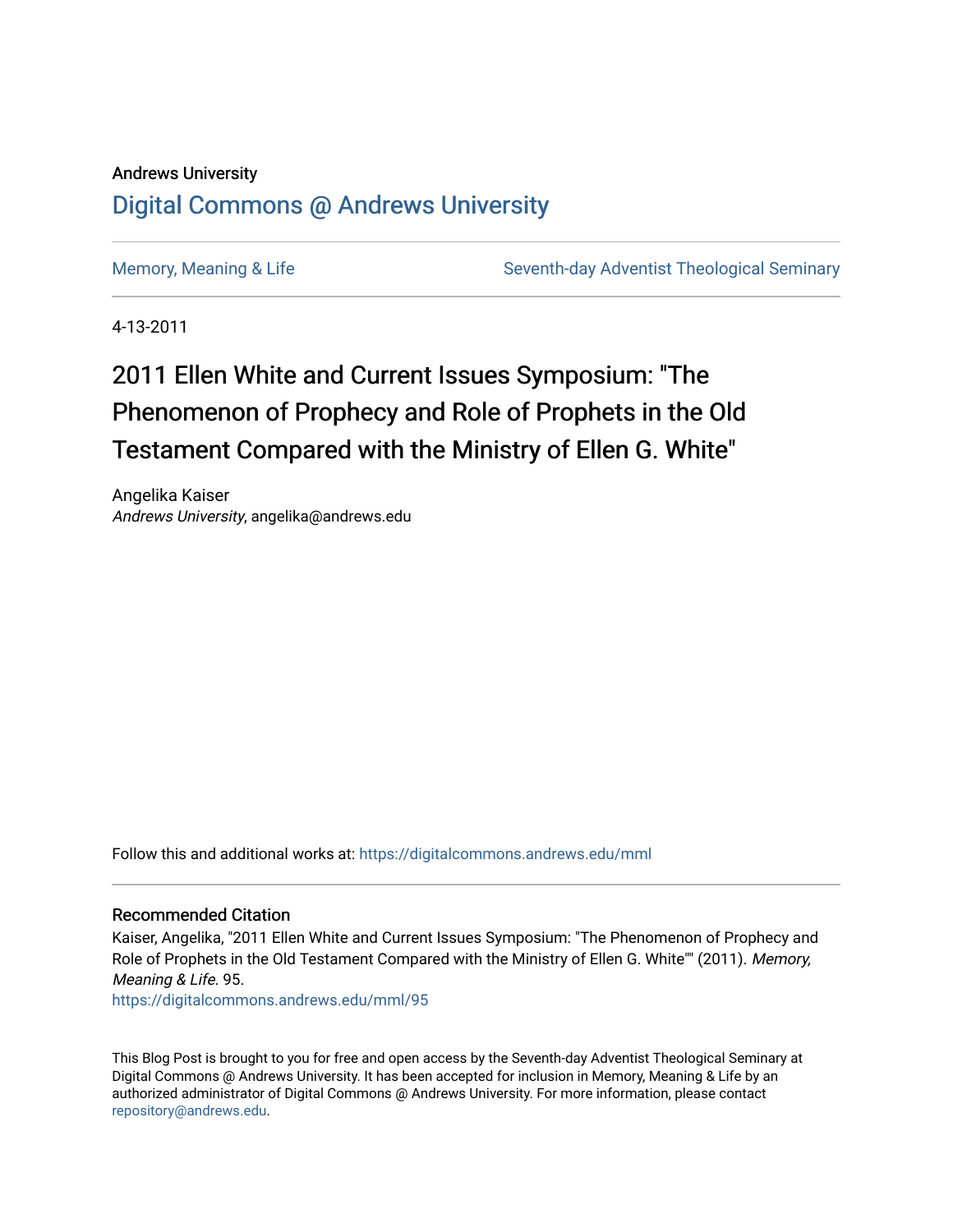Andrews University

## Digital Commons @ Andrews University

Memory, Meaning & Life | Seventh-day Adventist Theological Seminary

4-13-2011

# 2011 Ellen White and Current Issues Symposium: "The Phenomenon of Prophecy and Role of Prophets in the Old Testament Compared with the Ministry of Ellen G. White"

Angelika Kaiser
*Andrews University*, angelika@andrews.edu

Follow this and additional works at: https://digitalcommons.andrews.edu/mml

### Recommended Citation

Kaiser, Angelika, "2011 Ellen White and Current Issues Symposium: "The Phenomenon of Prophecy and Role of Prophets in the Old Testament Compared with the Ministry of Ellen G. White"" (2011). *Memory, Meaning & Life*. 95.
https://digitalcommons.andrews.edu/mml/95

This Blog Post is brought to you for free and open access by the Seventh-day Adventist Theological Seminary at Digital Commons @ Andrews University. It has been accepted for inclusion in Memory, Meaning & Life by an authorized administrator of Digital Commons @ Andrews University. For more information, please contact repository@andrews.edu.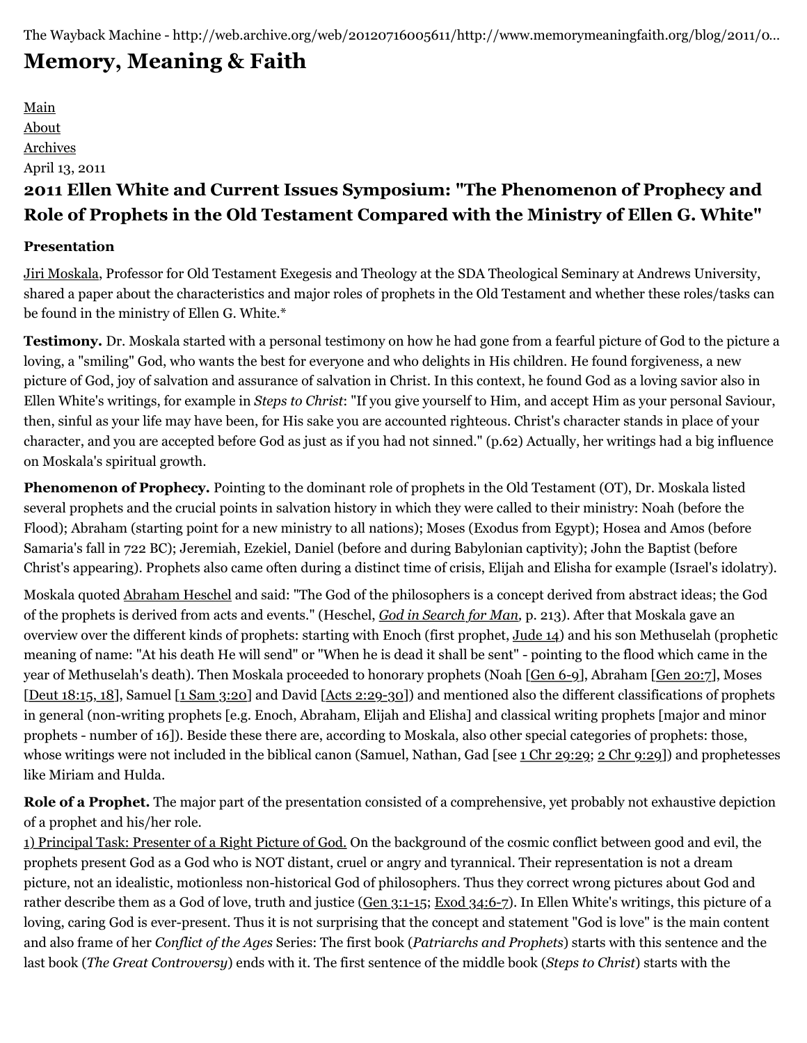The Wayback Machine - http://web.archive.org/web/20120716005611/http://www.memorymeaningfaith.org/blog/2011/0...

# Memory, Meaning & Faith

[Main](#)
[About](#)
[Archives](#)

April 13, 2011

## 2011 Ellen White and Current Issues Symposium: "The Phenomenon of Prophecy and Role of Prophets in the Old Testament Compared with the Ministry of Ellen G. White"

**Presentation**

Jiri Moskala, Professor for Old Testament Exegesis and Theology at the SDA Theological Seminary at Andrews University, shared a paper about the characteristics and major roles of prophets in the Old Testament and whether these roles/tasks can be found in the ministry of Ellen G. White.*

**Testimony.** Dr. Moskala started with a personal testimony on how he had gone from a fearful picture of God to the picture a loving, a "smiling" God, who wants the best for everyone and who delights in His children. He found forgiveness, a new picture of God, joy of salvation and assurance of salvation in Christ. In this context, he found God as a loving savior also in Ellen White's writings, for example in *Steps to Christ*: "If you give yourself to Him, and accept Him as your personal Saviour, then, sinful as your life may have been, for His sake you are accounted righteous. Christ's character stands in place of your character, and you are accepted before God as just as if you had not sinned." (p.62) Actually, her writings had a big influence on Moskala's spiritual growth.

**Phenomenon of Prophecy.** Pointing to the dominant role of prophets in the Old Testament (OT), Dr. Moskala listed several prophets and the crucial points in salvation history in which they were called to their ministry: Noah (before the Flood); Abraham (starting point for a new ministry to all nations); Moses (Exodus from Egypt); Hosea and Amos (before Samaria's fall in 722 BC); Jeremiah, Ezekiel, Daniel (before and during Babylonian captivity); John the Baptist (before Christ's appearing). Prophets also came often during a distinct time of crisis, Elijah and Elisha for example (Israel's idolatry).

Moskala quoted Abraham Heschel and said: "The God of the philosophers is a concept derived from abstract ideas; the God of the prophets is derived from acts and events." (Heschel, *God in Search for Man,* p. 213). After that Moskala gave an overview over the different kinds of prophets: starting with Enoch (first prophet, Jude 14) and his son Methuselah (prophetic meaning of name: "At his death He will send" or "When he is dead it shall be sent" - pointing to the flood which came in the year of Methuselah's death). Then Moskala proceeded to honorary prophets (Noah [Gen 6-9], Abraham [Gen 20:7], Moses [Deut 18:15, 18], Samuel [1 Sam 3:20] and David [Acts 2:29-30]) and mentioned also the different classifications of prophets in general (non-writing prophets [e.g. Enoch, Abraham, Elijah and Elisha] and classical writing prophets [major and minor prophets - number of 16]). Beside these there are, according to Moskala, also other special categories of prophets: those, whose writings were not included in the biblical canon (Samuel, Nathan, Gad [see 1 Chr 29:29; 2 Chr 9:29]) and prophetesses like Miriam and Hulda.

**Role of a Prophet.** The major part of the presentation consisted of a comprehensive, yet probably not exhaustive depiction of a prophet and his/her role.

1) Principal Task: Presenter of a Right Picture of God. On the background of the cosmic conflict between good and evil, the prophets present God as a God who is NOT distant, cruel or angry and tyrannical. Their representation is not a dream picture, not an idealistic, motionless non-historical God of philosophers. Thus they correct wrong pictures about God and rather describe them as a God of love, truth and justice (Gen 3:1-15; Exod 34:6-7). In Ellen White's writings, this picture of a loving, caring God is ever-present. Thus it is not surprising that the concept and statement "God is love" is the main content and also frame of her *Conflict of the Ages* Series: The first book (*Patriarchs and Prophets*) starts with this sentence and the last book (*The Great Controversy*) ends with it. The first sentence of the middle book (*Steps to Christ*) starts with the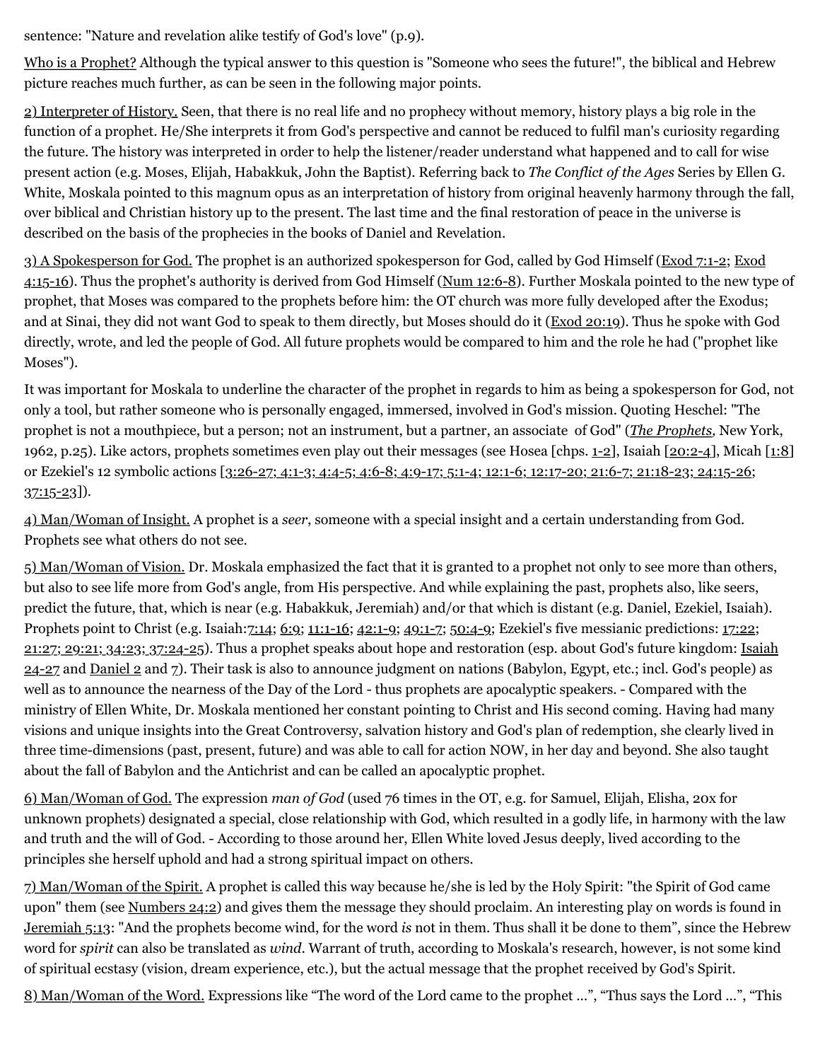sentence: "Nature and revelation alike testify of God's love" (p.9).

Who is a Prophet? Although the typical answer to this question is "Someone who sees the future!", the biblical and Hebrew picture reaches much further, as can be seen in the following major points.

2) Interpreter of History. Seen, that there is no real life and no prophecy without memory, history plays a big role in the function of a prophet. He/She interprets it from God's perspective and cannot be reduced to fulfil man's curiosity regarding the future. The history was interpreted in order to help the listener/reader understand what happened and to call for wise present action (e.g. Moses, Elijah, Habakkuk, John the Baptist). Referring back to *The Conflict of the Ages* Series by Ellen G. White, Moskala pointed to this magnum opus as an interpretation of history from original heavenly harmony through the fall, over biblical and Christian history up to the present. The last time and the final restoration of peace in the universe is described on the basis of the prophecies in the books of Daniel and Revelation.

3) A Spokesperson for God. The prophet is an authorized spokesperson for God, called by God Himself (Exod 7:1-2; Exod 4:15-16). Thus the prophet's authority is derived from God Himself (Num 12:6-8). Further Moskala pointed to the new type of prophet, that Moses was compared to the prophets before him: the OT church was more fully developed after the Exodus; and at Sinai, they did not want God to speak to them directly, but Moses should do it (Exod 20:19). Thus he spoke with God directly, wrote, and led the people of God. All future prophets would be compared to him and the role he had ("prophet like Moses").

It was important for Moskala to underline the character of the prophet in regards to him as being a spokesperson for God, not only a tool, but rather someone who is personally engaged, immersed, involved in God's mission. Quoting Heschel: "The prophet is not a mouthpiece, but a person; not an instrument, but a partner, an associate of God" (*The Prophets*, New York, 1962, p.25). Like actors, prophets sometimes even play out their messages (see Hosea [chps. 1-2], Isaiah [20:2-4], Micah [1:8] or Ezekiel's 12 symbolic actions [3:26-27; 4:1-3; 4:4-5; 4:6-8; 4:9-17; 5:1-4; 12:1-6; 12:17-20; 21:6-7; 21:18-23; 24:15-26; 37:15-23]).

4) Man/Woman of Insight. A prophet is a *seer*, someone with a special insight and a certain understanding from God. Prophets see what others do not see.

5) Man/Woman of Vision. Dr. Moskala emphasized the fact that it is granted to a prophet not only to see more than others, but also to see life more from God's angle, from His perspective. And while explaining the past, prophets also, like seers, predict the future, that, which is near (e.g. Habakkuk, Jeremiah) and/or that which is distant (e.g. Daniel, Ezekiel, Isaiah). Prophets point to Christ (e.g. Isaiah:7:14; 6:9; 11:1-16; 42:1-9; 49:1-7; 50:4-9; Ezekiel's five messianic predictions: 17:22; 21:27; 29:21; 34:23; 37:24-25). Thus a prophet speaks about hope and restoration (esp. about God's future kingdom: Isaiah 24-27 and Daniel 2 and 7). Their task is also to announce judgment on nations (Babylon, Egypt, etc.; incl. God's people) as well as to announce the nearness of the Day of the Lord - thus prophets are apocalyptic speakers. - Compared with the ministry of Ellen White, Dr. Moskala mentioned her constant pointing to Christ and His second coming. Having had many visions and unique insights into the Great Controversy, salvation history and God's plan of redemption, she clearly lived in three time-dimensions (past, present, future) and was able to call for action NOW, in her day and beyond. She also taught about the fall of Babylon and the Antichrist and can be called an apocalyptic prophet.

6) Man/Woman of God. The expression *man of God* (used 76 times in the OT, e.g. for Samuel, Elijah, Elisha, 20x for unknown prophets) designated a special, close relationship with God, which resulted in a godly life, in harmony with the law and truth and the will of God. - According to those around her, Ellen White loved Jesus deeply, lived according to the principles she herself uphold and had a strong spiritual impact on others.

7) Man/Woman of the Spirit. A prophet is called this way because he/she is led by the Holy Spirit: "the Spirit of God came upon" them (see Numbers 24:2) and gives them the message they should proclaim. An interesting play on words is found in Jeremiah 5:13: "And the prophets become wind, for the word *is* not in them. Thus shall it be done to them", since the Hebrew word for *spirit* can also be translated as *wind*. Warrant of truth, according to Moskala's research, however, is not some kind of spiritual ecstasy (vision, dream experience, etc.), but the actual message that the prophet received by God's Spirit.

8) Man/Woman of the Word. Expressions like "The word of the Lord came to the prophet …", "Thus says the Lord …", "This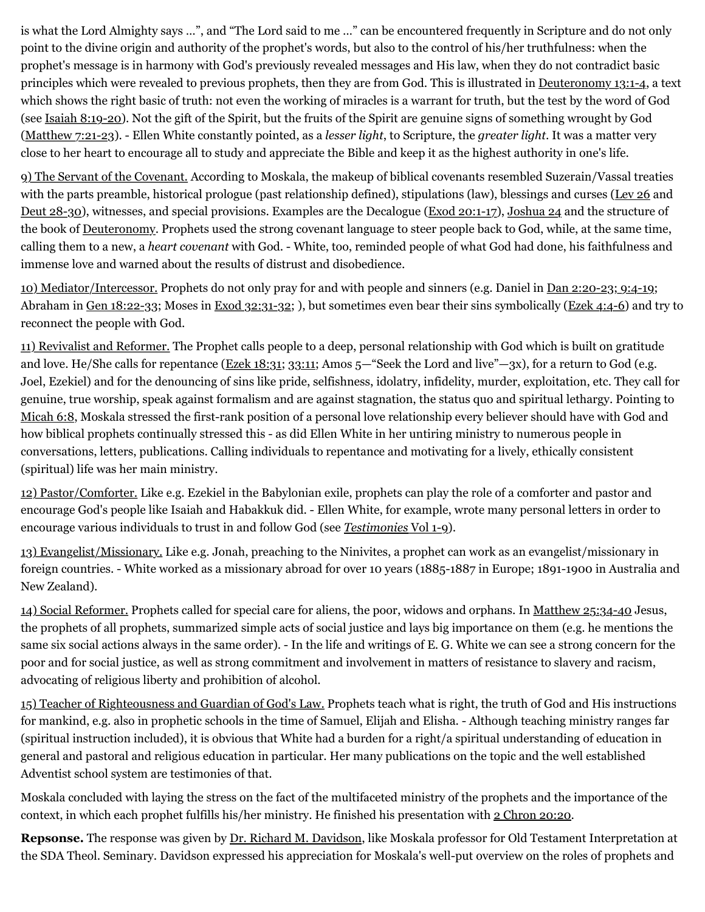is what the Lord Almighty says ...", and "The Lord said to me ..." can be encountered frequently in Scripture and do not only point to the divine origin and authority of the prophet's words, but also to the control of his/her truthfulness: when the prophet's message is in harmony with God's previously revealed messages and His law, when they do not contradict basic principles which were revealed to previous prophets, then they are from God. This is illustrated in Deuteronomy 13:1-4, a text which shows the right basic of truth: not even the working of miracles is a warrant for truth, but the test by the word of God (see Isaiah 8:19-20). Not the gift of the Spirit, but the fruits of the Spirit are genuine signs of something wrought by God (Matthew 7:21-23). - Ellen White constantly pointed, as a *lesser light*, to Scripture, the *greater light*. It was a matter very close to her heart to encourage all to study and appreciate the Bible and keep it as the highest authority in one's life.

9) The Servant of the Covenant. According to Moskala, the makeup of biblical covenants resembled Suzerain/Vassal treaties with the parts preamble, historical prologue (past relationship defined), stipulations (law), blessings and curses (Lev 26 and Deut 28-30), witnesses, and special provisions. Examples are the Decalogue (Exod 20:1-17), Joshua 24 and the structure of the book of Deuteronomy. Prophets used the strong covenant language to steer people back to God, while, at the same time, calling them to a new, a *heart covenant* with God. - White, too, reminded people of what God had done, his faithfulness and immense love and warned about the results of distrust and disobedience.

10) Mediator/Intercessor. Prophets do not only pray for and with people and sinners (e.g. Daniel in Dan 2:20-23; 9:4-19; Abraham in Gen 18:22-33; Moses in Exod 32:31-32; ), but sometimes even bear their sins symbolically (Ezek 4:4-6) and try to reconnect the people with God.

11) Revivalist and Reformer. The Prophet calls people to a deep, personal relationship with God which is built on gratitude and love. He/She calls for repentance (Ezek 18:31; 33:11; Amos 5—"Seek the Lord and live"—3x), for a return to God (e.g. Joel, Ezekiel) and for the denouncing of sins like pride, selfishness, idolatry, infidelity, murder, exploitation, etc. They call for genuine, true worship, speak against formalism and are against stagnation, the status quo and spiritual lethargy. Pointing to Micah 6:8, Moskala stressed the first-rank position of a personal love relationship every believer should have with God and how biblical prophets continually stressed this - as did Ellen White in her untiring ministry to numerous people in conversations, letters, publications. Calling individuals to repentance and motivating for a lively, ethically consistent (spiritual) life was her main ministry.

12) Pastor/Comforter. Like e.g. Ezekiel in the Babylonian exile, prophets can play the role of a comforter and pastor and encourage God's people like Isaiah and Habakkuk did. - Ellen White, for example, wrote many personal letters in order to encourage various individuals to trust in and follow God (see *Testimonies* Vol 1-9).

13) Evangelist/Missionary. Like e.g. Jonah, preaching to the Ninivites, a prophet can work as an evangelist/missionary in foreign countries. - White worked as a missionary abroad for over 10 years (1885-1887 in Europe; 1891-1900 in Australia and New Zealand).

14) Social Reformer. Prophets called for special care for aliens, the poor, widows and orphans. In Matthew 25:34-40 Jesus, the prophets of all prophets, summarized simple acts of social justice and lays big importance on them (e.g. he mentions the same six social actions always in the same order). - In the life and writings of E. G. White we can see a strong concern for the poor and for social justice, as well as strong commitment and involvement in matters of resistance to slavery and racism, advocating of religious liberty and prohibition of alcohol.

15) Teacher of Righteousness and Guardian of God's Law. Prophets teach what is right, the truth of God and His instructions for mankind, e.g. also in prophetic schools in the time of Samuel, Elijah and Elisha. - Although teaching ministry ranges far (spiritual instruction included), it is obvious that White had a burden for a right/a spiritual understanding of education in general and pastoral and religious education in particular. Her many publications on the topic and the well established Adventist school system are testimonies of that.

Moskala concluded with laying the stress on the fact of the multifaceted ministry of the prophets and the importance of the context, in which each prophet fulfills his/her ministry. He finished his presentation with 2 Chron 20:20.

**Repsonse.** The response was given by Dr. Richard M. Davidson, like Moskala professor for Old Testament Interpretation at the SDA Theol. Seminary. Davidson expressed his appreciation for Moskala's well-put overview on the roles of prophets and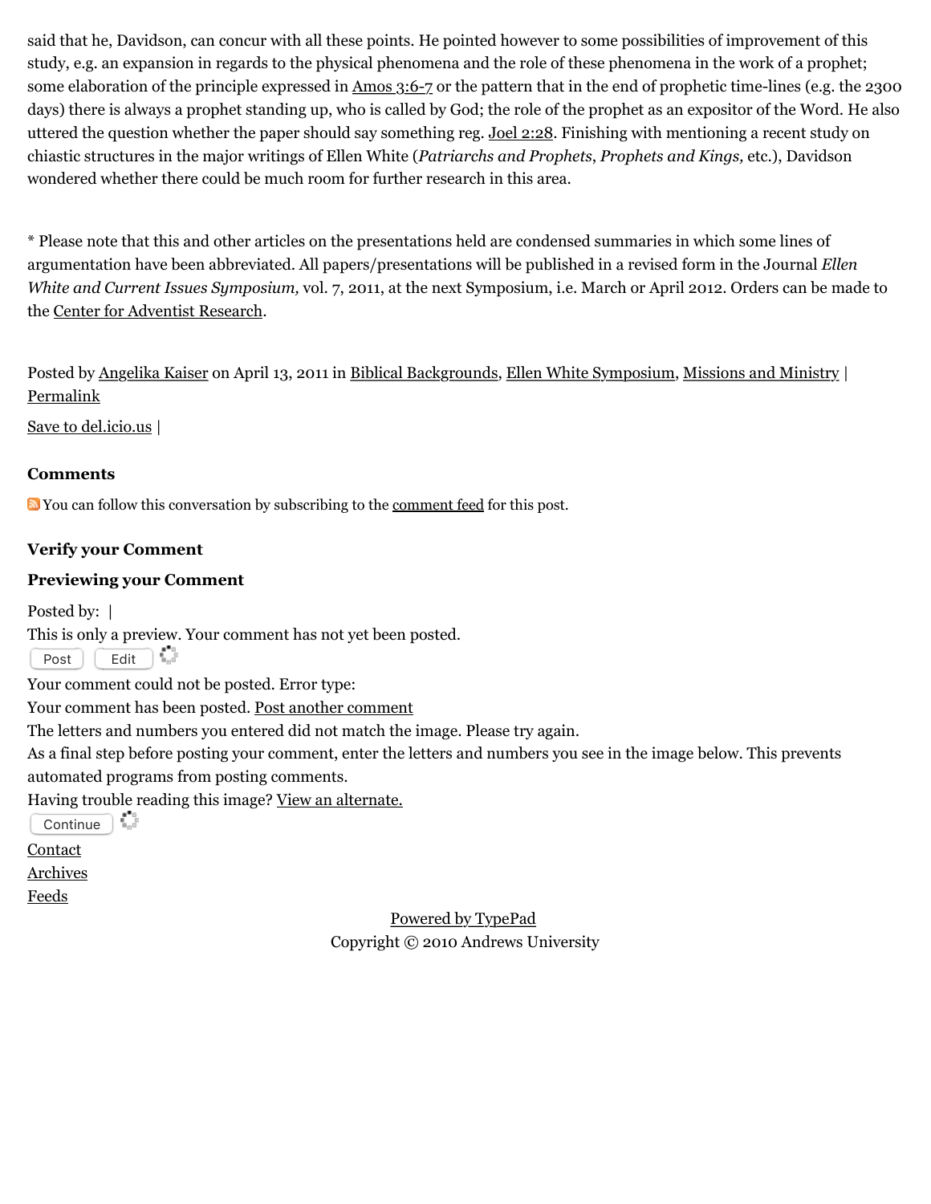said that he, Davidson, can concur with all these points. He pointed however to some possibilities of improvement of this study, e.g. an expansion in regards to the physical phenomena and the role of these phenomena in the work of a prophet; some elaboration of the principle expressed in Amos 3:6-7 or the pattern that in the end of prophetic time-lines (e.g. the 2300 days) there is always a prophet standing up, who is called by God; the role of the prophet as an expositor of the Word. He also uttered the question whether the paper should say something reg. Joel 2:28. Finishing with mentioning a recent study on chiastic structures in the major writings of Ellen White (*Patriarchs and Prophets*, *Prophets and Kings,* etc.), Davidson wondered whether there could be much room for further research in this area.

* Please note that this and other articles on the presentations held are condensed summaries in which some lines of argumentation have been abbreviated. All papers/presentations will be published in a revised form in the Journal *Ellen White and Current Issues Symposium,* vol. 7, 2011, at the next Symposium, i.e. March or April 2012. Orders can be made to the Center for Adventist Research.

Posted by Angelika Kaiser on April 13, 2011 in Biblical Backgrounds, Ellen White Symposium, Missions and Ministry | Permalink

Save to del.icio.us |

### Comments

You can follow this conversation by subscribing to the comment feed for this post.

### Verify your Comment

### Previewing your Comment

Posted by: |

This is only a preview. Your comment has not yet been posted.

Post Edit

Your comment could not be posted. Error type:

Your comment has been posted. Post another comment

The letters and numbers you entered did not match the image. Please try again.

As a final step before posting your comment, enter the letters and numbers you see in the image below. This prevents automated programs from posting comments.

Having trouble reading this image? View an alternate.

Continue

Contact

Archives

Feeds

Powered by TypePad

Copyright © 2010 Andrews University